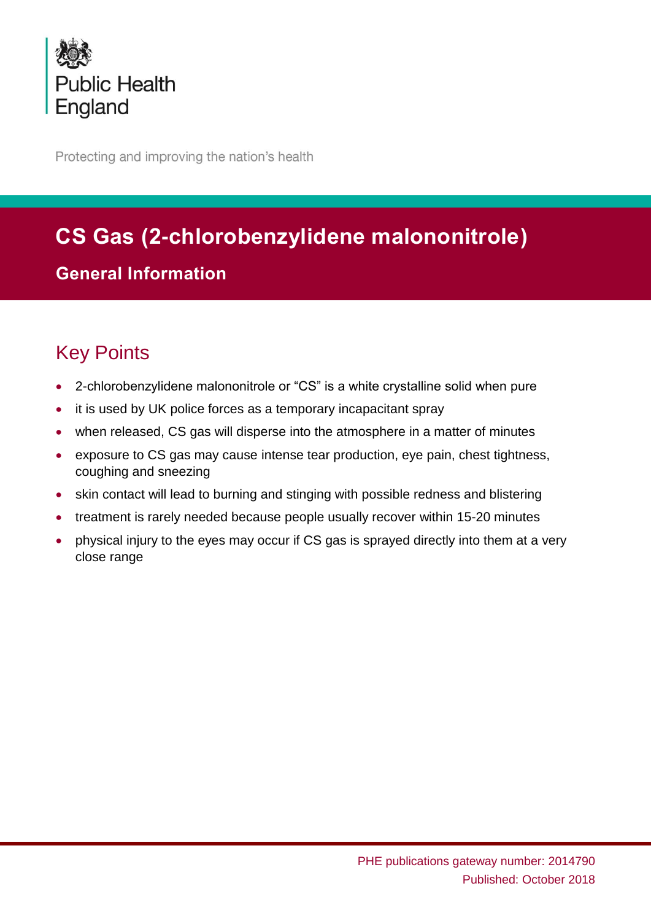Public Health England

Protecting and improving the nation's health

# CS Gas (2-chlorobenzylidene malononitrole)

## General Information

## Key Points

- 2-chlorobenzylidene malononitrole or "CS" is a white crystalline solid when pure
- it is used by UK police forces as a temporary incapacitant spray
- when released, CS gas will disperse into the atmosphere in a matter of minutes
- exposure to CS gas may cause intense tear production, eye pain, chest tightness, coughing and sneezing
- skin contact will lead to burning and stinging with possible redness and blistering
- treatment is rarely needed because people usually recover within 15-20 minutes
- physical injury to the eyes may occur if CS gas is sprayed directly into them at a very close range

PHE publications gateway number: 2014790
Published: October 2018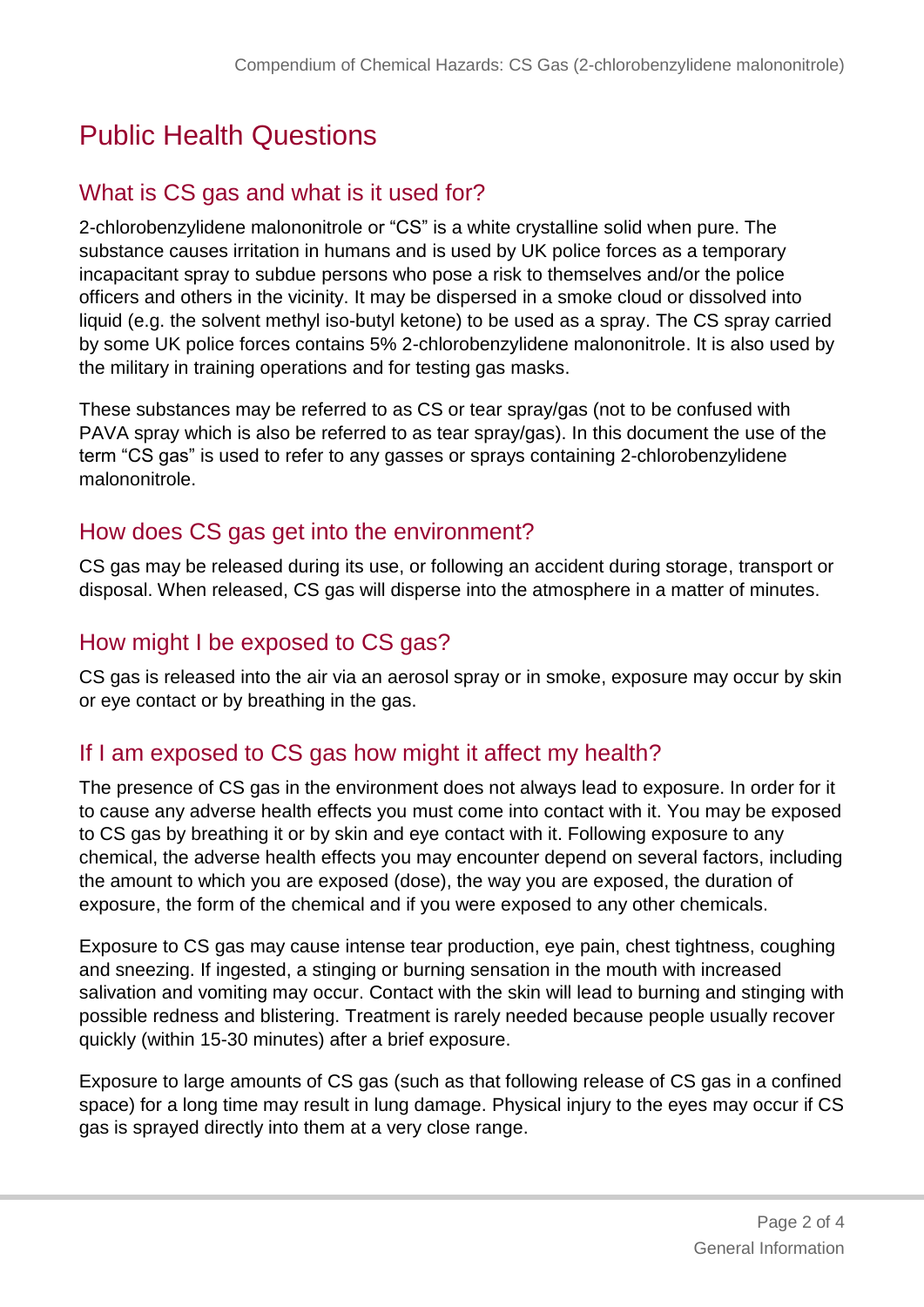# Public Health Questions

## What is CS gas and what is it used for?

2-chlorobenzylidene malononitrole or "CS" is a white crystalline solid when pure. The substance causes irritation in humans and is used by UK police forces as a temporary incapacitant spray to subdue persons who pose a risk to themselves and/or the police officers and others in the vicinity. It may be dispersed in a smoke cloud or dissolved into liquid (e.g. the solvent methyl iso-butyl ketone) to be used as a spray. The CS spray carried by some UK police forces contains 5% 2-chlorobenzylidene malononitrole. It is also used by the military in training operations and for testing gas masks.

These substances may be referred to as CS or tear spray/gas (not to be confused with PAVA spray which is also be referred to as tear spray/gas). In this document the use of the term "CS gas" is used to refer to any gasses or sprays containing 2-chlorobenzylidene malononitrole.

## How does CS gas get into the environment?

CS gas may be released during its use, or following an accident during storage, transport or disposal. When released, CS gas will disperse into the atmosphere in a matter of minutes.

## How might I be exposed to CS gas?

CS gas is released into the air via an aerosol spray or in smoke, exposure may occur by skin or eye contact or by breathing in the gas.

## If I am exposed to CS gas how might it affect my health?

The presence of CS gas in the environment does not always lead to exposure. In order for it to cause any adverse health effects you must come into contact with it. You may be exposed to CS gas by breathing it or by skin and eye contact with it. Following exposure to any chemical, the adverse health effects you may encounter depend on several factors, including the amount to which you are exposed (dose), the way you are exposed, the duration of exposure, the form of the chemical and if you were exposed to any other chemicals.

Exposure to CS gas may cause intense tear production, eye pain, chest tightness, coughing and sneezing. If ingested, a stinging or burning sensation in the mouth with increased salivation and vomiting may occur. Contact with the skin will lead to burning and stinging with possible redness and blistering. Treatment is rarely needed because people usually recover quickly (within 15-30 minutes) after a brief exposure.

Exposure to large amounts of CS gas (such as that following release of CS gas in a confined space) for a long time may result in lung damage. Physical injury to the eyes may occur if CS gas is sprayed directly into them at a very close range.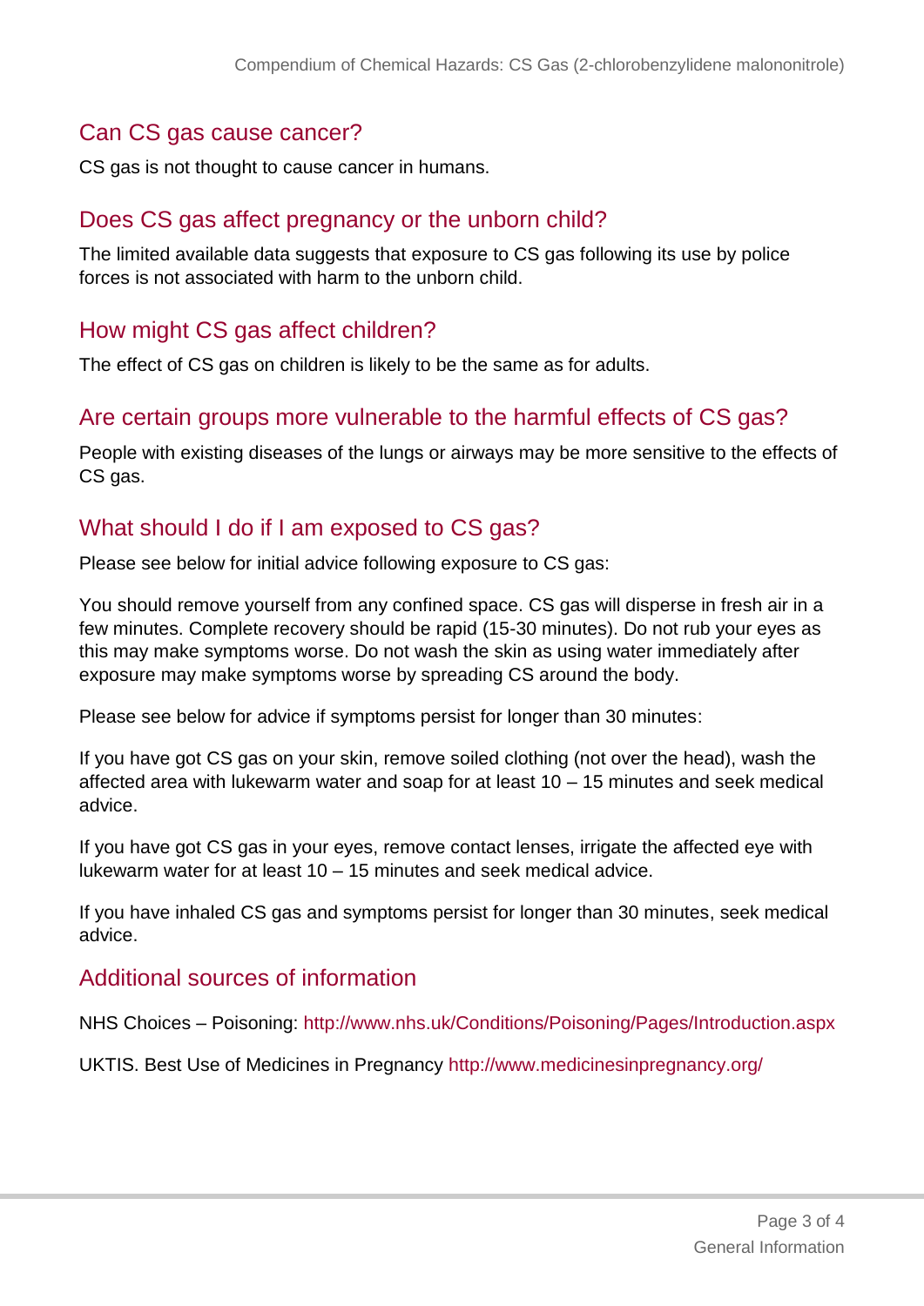## Can CS gas cause cancer?

CS gas is not thought to cause cancer in humans.

## Does CS gas affect pregnancy or the unborn child?

The limited available data suggests that exposure to CS gas following its use by police forces is not associated with harm to the unborn child.

## How might CS gas affect children?

The effect of CS gas on children is likely to be the same as for adults.

## Are certain groups more vulnerable to the harmful effects of CS gas?

People with existing diseases of the lungs or airways may be more sensitive to the effects of CS gas.

## What should I do if I am exposed to CS gas?

Please see below for initial advice following exposure to CS gas:

You should remove yourself from any confined space. CS gas will disperse in fresh air in a few minutes. Complete recovery should be rapid (15-30 minutes). Do not rub your eyes as this may make symptoms worse. Do not wash the skin as using water immediately after exposure may make symptoms worse by spreading CS around the body.

Please see below for advice if symptoms persist for longer than 30 minutes:

If you have got CS gas on your skin, remove soiled clothing (not over the head), wash the affected area with lukewarm water and soap for at least 10 – 15 minutes and seek medical advice.

If you have got CS gas in your eyes, remove contact lenses, irrigate the affected eye with lukewarm water for at least 10 – 15 minutes and seek medical advice.

If you have inhaled CS gas and symptoms persist for longer than 30 minutes, seek medical advice.

## Additional sources of information

NHS Choices – Poisoning: http://www.nhs.uk/Conditions/Poisoning/Pages/Introduction.aspx

UKTIS. Best Use of Medicines in Pregnancy http://www.medicinesinpregnancy.org/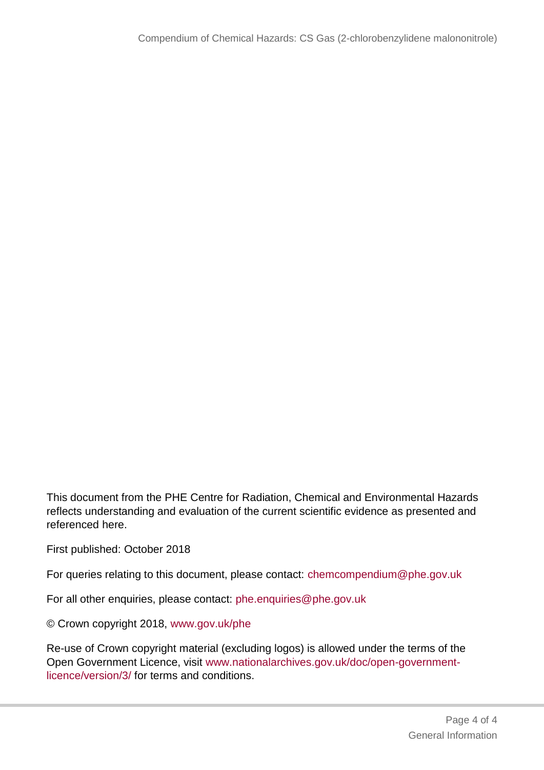This document from the PHE Centre for Radiation, Chemical and Environmental Hazards reflects understanding and evaluation of the current scientific evidence as presented and referenced here.

First published: October 2018

For queries relating to this document, please contact: chemcompendium@phe.gov.uk

For all other enquiries, please contact: phe.enquiries@phe.gov.uk

© Crown copyright 2018, www.gov.uk/phe

Re-use of Crown copyright material (excluding logos) is allowed under the terms of the Open Government Licence, visit www.nationalarchives.gov.uk/doc/open-government-licence/version/3/ for terms and conditions.